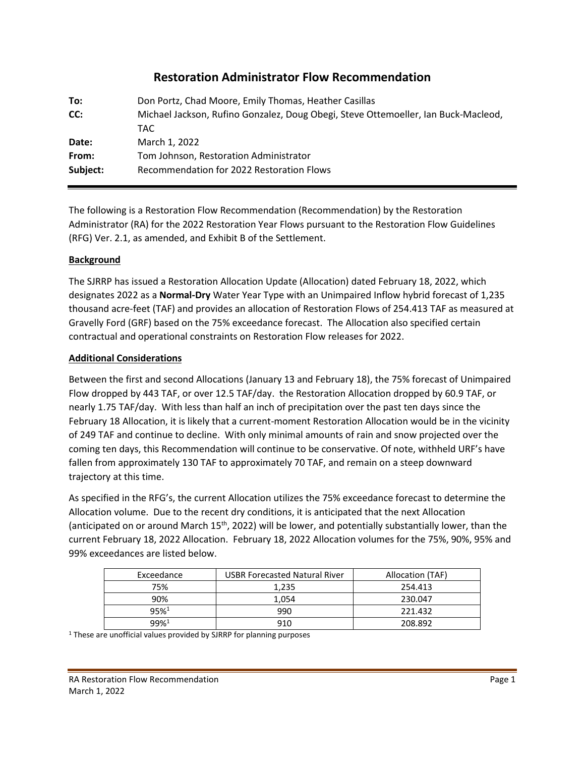# Restoration Administrator Flow Recommendation

**To:** Don Portz, Chad Moore, Emily Thomas, Heather Casillas

**CC:** Michael Jackson, Rufino Gonzalez, Doug Obegi, Steve Ottemoeller, Ian Buck-Macleod, TAC

**Date:** March 1, 2022

**From:** Tom Johnson, Restoration Administrator

**Subject:** Recommendation for 2022 Restoration Flows

---

The following is a Restoration Flow Recommendation (Recommendation) by the Restoration Administrator (RA) for the 2022 Restoration Year Flows pursuant to the Restoration Flow Guidelines (RFG) Ver. 2.1, as amended, and Exhibit B of the Settlement.

## Background

The SJRRP has issued a Restoration Allocation Update (Allocation) dated February 18, 2022, which designates 2022 as a **Normal-Dry** Water Year Type with an Unimpaired Inflow hybrid forecast of 1,235 thousand acre-feet (TAF) and provides an allocation of Restoration Flows of 254.413 TAF as measured at Gravelly Ford (GRF) based on the 75% exceedance forecast. The Allocation also specified certain contractual and operational constraints on Restoration Flow releases for 2022.

## Additional Considerations

Between the first and second Allocations (January 13 and February 18), the 75% forecast of Unimpaired Flow dropped by 443 TAF, or over 12.5 TAF/day. the Restoration Allocation dropped by 60.9 TAF, or nearly 1.75 TAF/day. With less than half an inch of precipitation over the past ten days since the February 18 Allocation, it is likely that a current-moment Restoration Allocation would be in the vicinity of 249 TAF and continue to decline. With only minimal amounts of rain and snow projected over the coming ten days, this Recommendation will continue to be conservative. Of note, withheld URF's have fallen from approximately 130 TAF to approximately 70 TAF, and remain on a steep downward trajectory at this time.

As specified in the RFG's, the current Allocation utilizes the 75% exceedance forecast to determine the Allocation volume. Due to the recent dry conditions, it is anticipated that the next Allocation (anticipated on or around March 15th, 2022) will be lower, and potentially substantially lower, than the current February 18, 2022 Allocation. February 18, 2022 Allocation volumes for the 75%, 90%, 95% and 99% exceedances are listed below.

| Exceedance | USBR Forecasted Natural River | Allocation (TAF) |
|---|---|---|
| 75% | 1,235 | 254.413 |
| 90% | 1,054 | 230.047 |
| 95%[1] | 990 | 221.432 |
| 99%[1] | 910 | 208.892 |

[1] These are unofficial values provided by SJRRP for planning purposes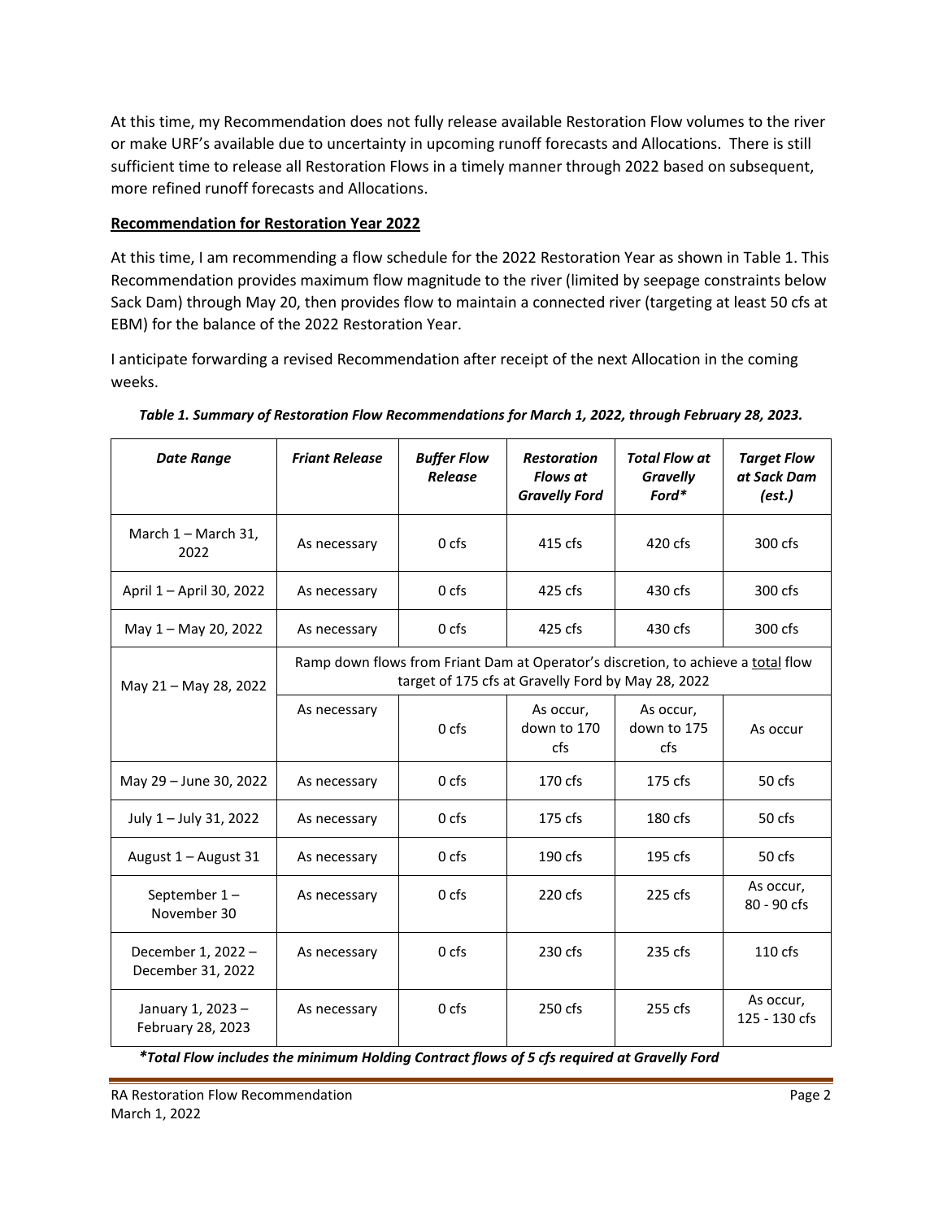At this time, my Recommendation does not fully release available Restoration Flow volumes to the river or make URF's available due to uncertainty in upcoming runoff forecasts and Allocations. There is still sufficient time to release all Restoration Flows in a timely manner through 2022 based on subsequent, more refined runoff forecasts and Allocations.

**Recommendation for Restoration Year 2022**

At this time, I am recommending a flow schedule for the 2022 Restoration Year as shown in Table 1. This Recommendation provides maximum flow magnitude to the river (limited by seepage constraints below Sack Dam) through May 20, then provides flow to maintain a connected river (targeting at least 50 cfs at EBM) for the balance of the 2022 Restoration Year.

I anticipate forwarding a revised Recommendation after receipt of the next Allocation in the coming weeks.

***Table 1. Summary of Restoration Flow Recommendations for March 1, 2022, through February 28, 2023.***

| *Date Range* | *Friant Release* | *Buffer Flow Release* | *Restoration Flows at Gravelly Ford* | *Total Flow at Gravelly Ford\** | *Target Flow at Sack Dam (est.)* |
|---|---|---|---|---|---|
| March 1 – March 31, 2022 | As necessary | 0 cfs | 415 cfs | 420 cfs | 300 cfs |
| April 1 – April 30, 2022 | As necessary | 0 cfs | 425 cfs | 430 cfs | 300 cfs |
| May 1 – May 20, 2022 | As necessary | 0 cfs | 425 cfs | 430 cfs | 300 cfs |
| May 21 – May 28, 2022 | Ramp down flows from Friant Dam at Operator's discretion, to achieve a total flow target of 175 cfs at Gravelly Ford by May 28, 2022 | | | | |
| | As necessary | 0 cfs | As occur, down to 170 cfs | As occur, down to 175 cfs | As occur |
| May 29 – June 30, 2022 | As necessary | 0 cfs | 170 cfs | 175 cfs | 50 cfs |
| July 1 – July 31, 2022 | As necessary | 0 cfs | 175 cfs | 180 cfs | 50 cfs |
| August 1 – August 31 | As necessary | 0 cfs | 190 cfs | 195 cfs | 50 cfs |
| September 1 – November 30 | As necessary | 0 cfs | 220 cfs | 225 cfs | As occur, 80 - 90 cfs |
| December 1, 2022 – December 31, 2022 | As necessary | 0 cfs | 230 cfs | 235 cfs | 110 cfs |
| January 1, 2023 – February 28, 2023 | As necessary | 0 cfs | 250 cfs | 255 cfs | As occur, 125 - 130 cfs |

***\*Total Flow includes the minimum Holding Contract flows of 5 cfs required at Gravelly Ford***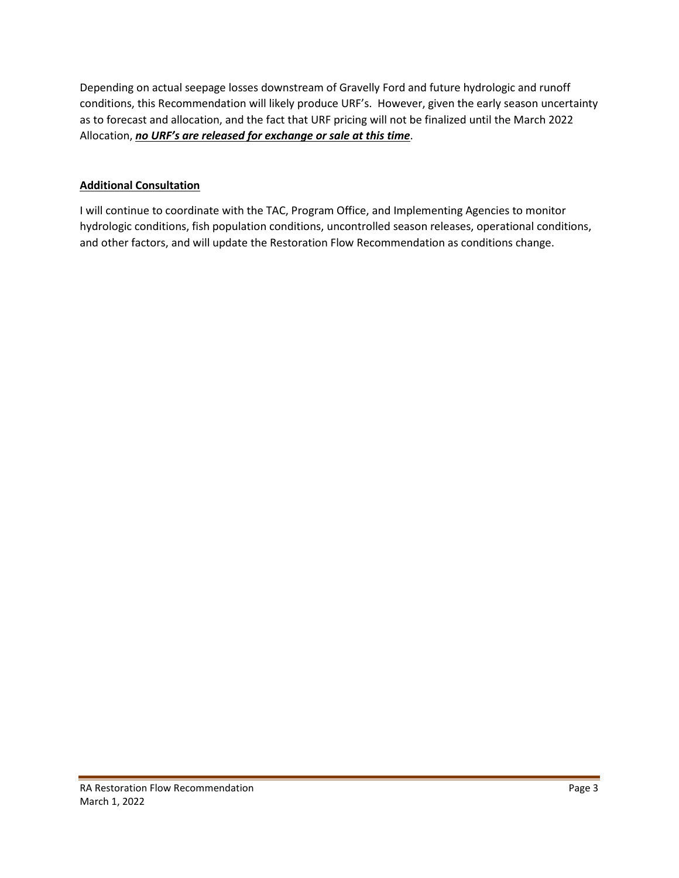Depending on actual seepage losses downstream of Gravelly Ford and future hydrologic and runoff conditions, this Recommendation will likely produce URF's. However, given the early season uncertainty as to forecast and allocation, and the fact that URF pricing will not be finalized until the March 2022 Allocation, ***no URF's are released for exchange or sale at this time***.

**Additional Consultation**

I will continue to coordinate with the TAC, Program Office, and Implementing Agencies to monitor hydrologic conditions, fish population conditions, uncontrolled season releases, operational conditions, and other factors, and will update the Restoration Flow Recommendation as conditions change.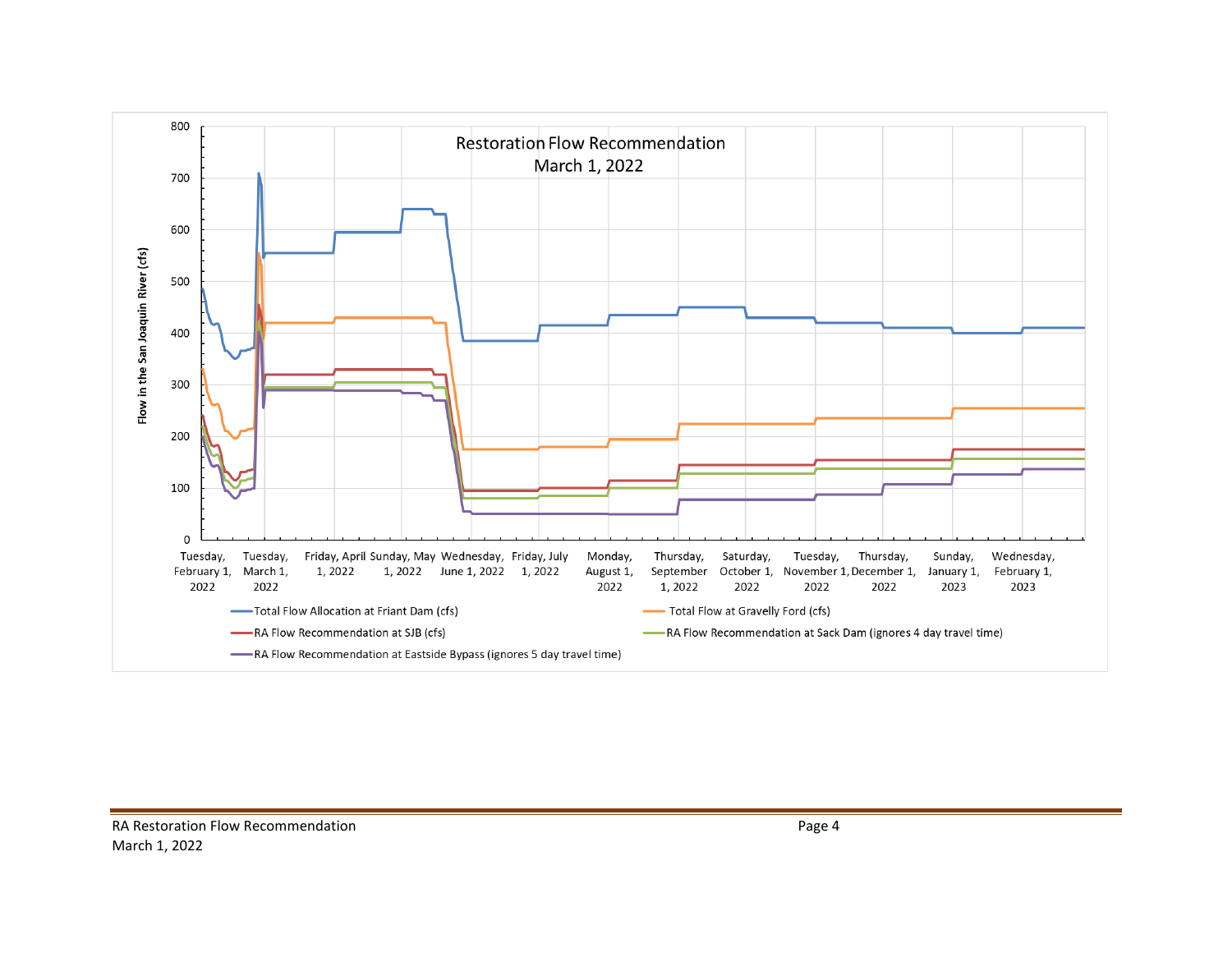Restoration Flow Recommendation
March 1, 2022

Flow in the San Joaquin River (cfs)

800
700
600
500
400
300
200
100
0

Tuesday, February 1, 2022 | Tuesday, March 1, 2022 | Friday, April 1, 2022 | Sunday, May 1, 2022 | Wednesday, June 1, 2022 | Friday, July 1, 2022 | Monday, August 1, 2022 | Thursday, September 1, 2022 | Saturday, October 1, 2022 | Tuesday, November 1, 2022 | Thursday, December 1, 2022 | Sunday, January 1, 2023 | Wednesday, February 1, 2023

- Total Flow Allocation at Friant Dam (cfs)
- Total Flow at Gravelly Ford (cfs)
- RA Flow Recommendation at SJB (cfs)
- RA Flow Recommendation at Sack Dam (ignores 4 day travel time)
- RA Flow Recommendation at Eastside Bypass (ignores 5 day travel time)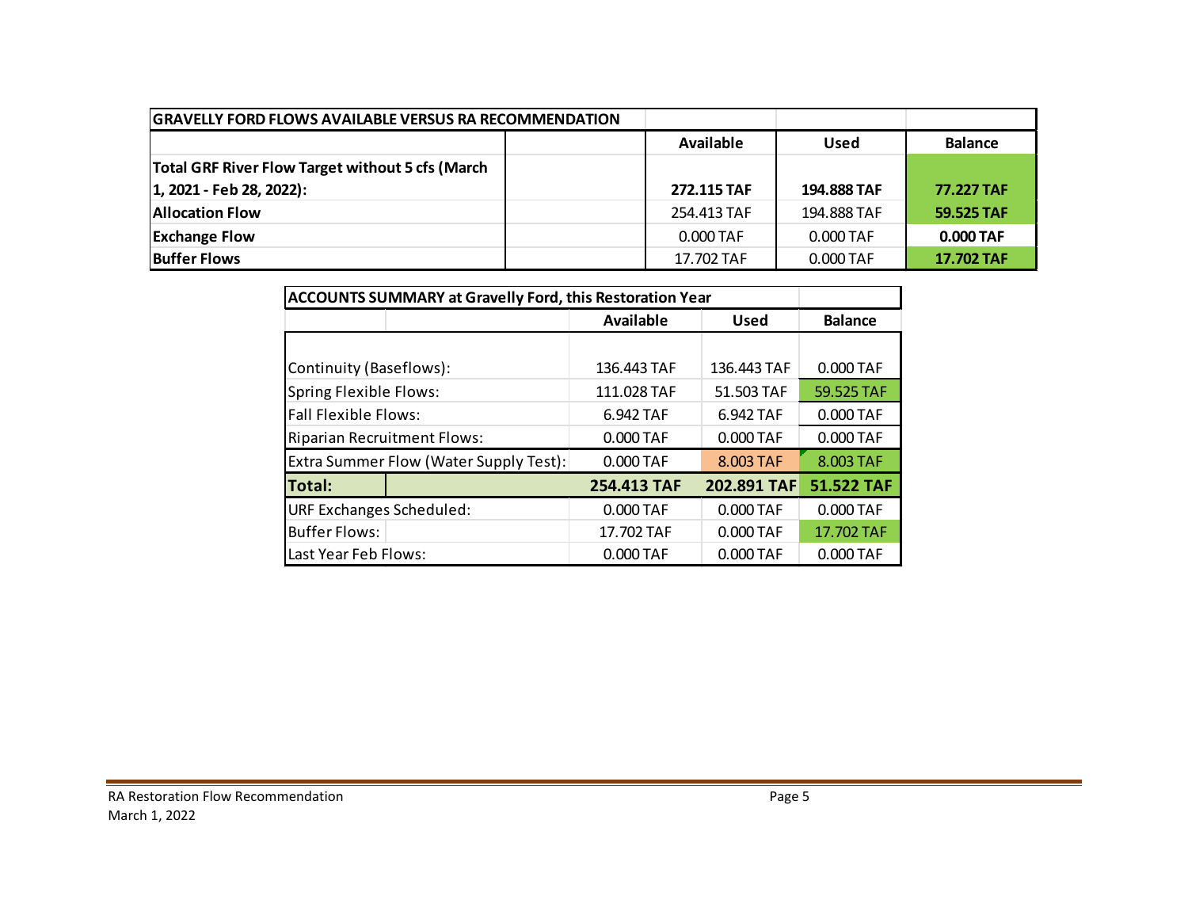| GRAVELLY FORD FLOWS AVAILABLE VERSUS RA RECOMMENDATION | Available | Used | Balance |
|---|---|---|---|
| **Total GRF River Flow Target without 5 cfs (March 1, 2021 - Feb 28, 2022):** | **272.115 TAF** | **194.888 TAF** | **77.227 TAF** |
| **Allocation Flow** | 254.413 TAF | 194.888 TAF | **59.525 TAF** |
| **Exchange Flow** | 0.000 TAF | 0.000 TAF | **0.000 TAF** |
| **Buffer Flows** | 17.702 TAF | 0.000 TAF | **17.702 TAF** |

| ACCOUNTS SUMMARY at Gravelly Ford, this Restoration Year | Available | Used | Balance |
|---|---|---|---|
| Continuity (Baseflows): | 136.443 TAF | 136.443 TAF | 0.000 TAF |
| Spring Flexible Flows: | 111.028 TAF | 51.503 TAF | 59.525 TAF |
| Fall Flexible Flows: | 6.942 TAF | 6.942 TAF | 0.000 TAF |
| Riparian Recruitment Flows: | 0.000 TAF | 0.000 TAF | 0.000 TAF |
| Extra Summer Flow (Water Supply Test): | 0.000 TAF | 8.003 TAF | 8.003 TAF |
| **Total:** | **254.413 TAF** | **202.891 TAF** | **51.522 TAF** |
| URF Exchanges Scheduled: | 0.000 TAF | 0.000 TAF | 0.000 TAF |
| Buffer Flows: | 17.702 TAF | 0.000 TAF | 17.702 TAF |
| Last Year Feb Flows: | 0.000 TAF | 0.000 TAF | 0.000 TAF |

RA Restoration Flow Recommendation
March 1, 2022